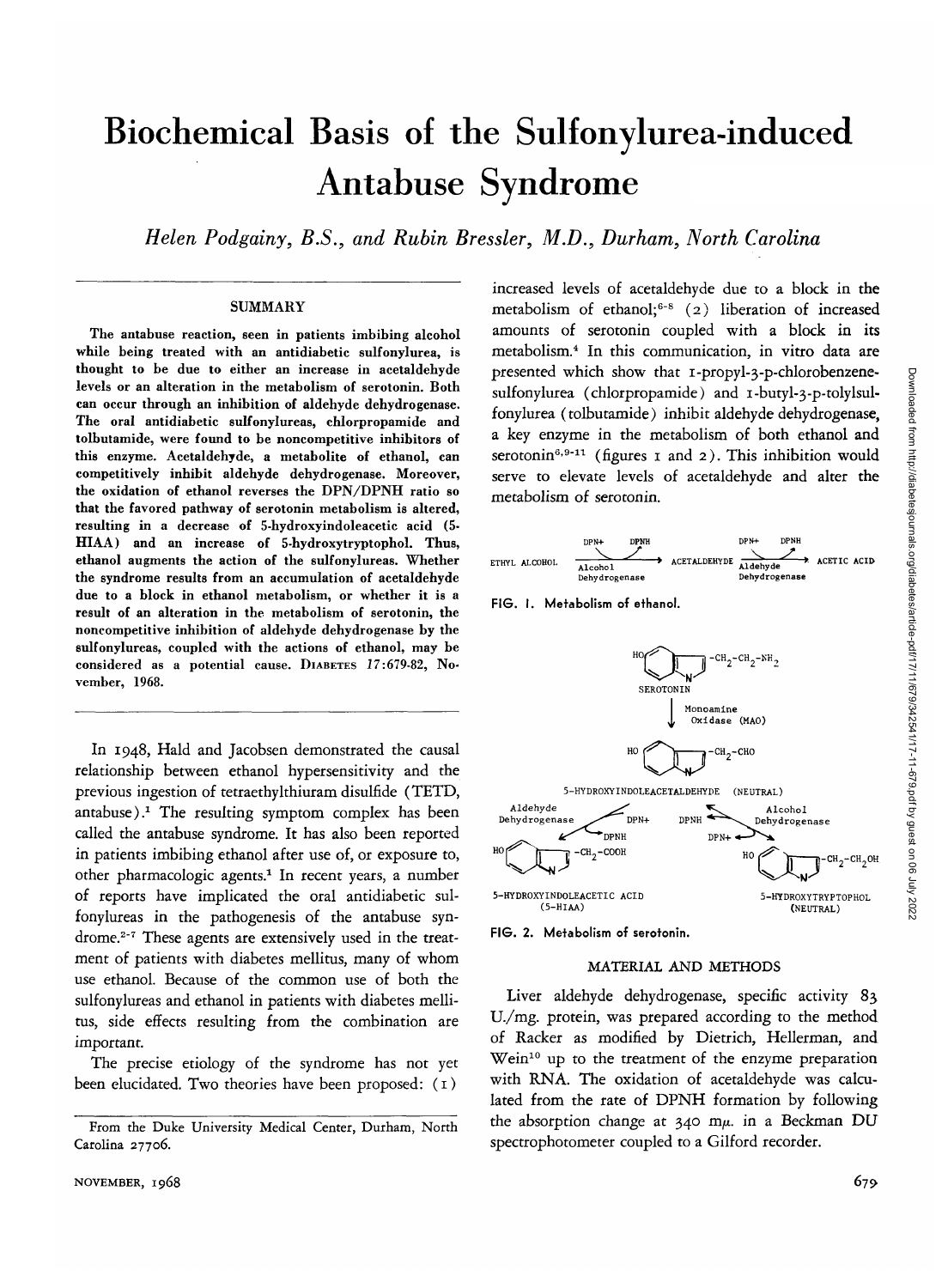# Biochemical Basis of the Sulfonylurea-induced Antabuse Syndrome

*Helen Podgainy, B.S., and Rubin Bressler, M.D., Durham, North Carolina*

## SUMMARY

The antabuse reaction, seen in patients imbibing alcohol while being treated with an antidiabetic sulfonylurea, is thought to be due to either an increase in acetaldehyde levels or an alteration in the metabolism of serotonin. Both can occur through an inhibition of aldehyde dehydrogenase. The oral antidiabetic sulfonylureas, chlorpropamide and tolbutamide, were found to be noncompetitive inhibitors of this enzyme. Acetaldehyde, a metabolite of ethanol, can competitively inhibit aldehyde dehydrogenase. Moreover, the oxidation of ethanol reverses the DPN/DPNH ratio so that the favored pathway of serotonin metabolism is altered, resulting in a decrease of 5-hydroxyindoleacetic acid (5-HIAA) and an increase of 5-hydroxytryptophol. Thus, ethanol augments the action of the sulfonylureas. Whether the syndrome results from an accumulation of acetaldehyde due to a block in ethanol metabolism, or whether it is a result of an alteration in the metabolism of serotonin, the noncompetitive inhibition of aldehyde dehydrogenase by the sulfonylureas, coupled with the actions of ethanol, may be considered as a potential cause. DIABETES 17:679-82, November, 1968.

In 1948, Hald and Jacobsen demonstrated the causal relationship between ethanol hypersensitivity and the previous ingestion of tetraethylthiuram disulfide (TETD, antabuse).[1] The resulting symptom complex has been called the antabuse syndrome. It has also been reported in patients imbibing ethanol after use of, or exposure to, other pharmacologic agents.[1] In recent years, a number of reports have implicated the oral antidiabetic sulfonylureas in the pathogenesis of the antabuse syndrome.[2-7] These agents are extensively used in the treatment of patients with diabetes mellitus, many of whom use ethanol. Because of the common use of both the sulfonylureas and ethanol in patients with diabetes mellitus, side effects resulting from the combination are important.

The precise etiology of the syndrome has not yet been elucidated. Two theories have been proposed: (1) increased levels of acetaldehyde due to a block in the metabolism of ethanol;[6-8] (2) liberation of increased amounts of serotonin coupled with a block in its metabolism.[4] In this communication, in vitro data are presented which show that 1-propyl-3-p-chlorobenzenesulfonylurea (chlorpropamide) and 1-butyl-3-p-tolylsulfonylurea (tolbutamide) inhibit aldehyde dehydrogenase, a key enzyme in the metabolism of both ethanol and serotonin[6,9-11] (figures 1 and 2). This inhibition would serve to elevate levels of acetaldehyde and alter the metabolism of serotonin.

ETHYL ALCOHOL —(Alcohol Dehydrogenase; DPN+ → DPNH)→ ACETALDEHYDE —(Aldehyde Dehydrogenase; DPN+ → DPNH)→ ACETIC ACID

FIG. 1. Metabolism of ethanol.

SEROTONIN —(Monoamine Oxidase (MAO))→ 5-HYDROXYINDOLEACETALDEHYDE (NEUTRAL)

5-HYDROXYINDOLEACETALDEHYDE —(Aldehyde Dehydrogenase; DPN+ → DPNH)→ 5-HYDROXYINDOLEACETIC ACID (5-HIAA)

5-HYDROXYINDOLEACETALDEHYDE ⇌(Alcohol Dehydrogenase; DPNH ⇌ DPN+) 5-HYDROXYTRYPTOPHOL (NEUTRAL)

FIG. 2. Metabolism of serotonin.

## MATERIAL AND METHODS

Liver aldehyde dehydrogenase, specific activity 83 U./mg. protein, was prepared according to the method of Racker as modified by Dietrich, Hellerman, and Wein[10] up to the treatment of the enzyme preparation with RNA. The oxidation of acetaldehyde was calculated from the rate of DPNH formation by following the absorption change at 340 mμ. in a Beckman DU spectrophotometer coupled to a Gilford recorder.

From the Duke University Medical Center, Durham, North Carolina 27706.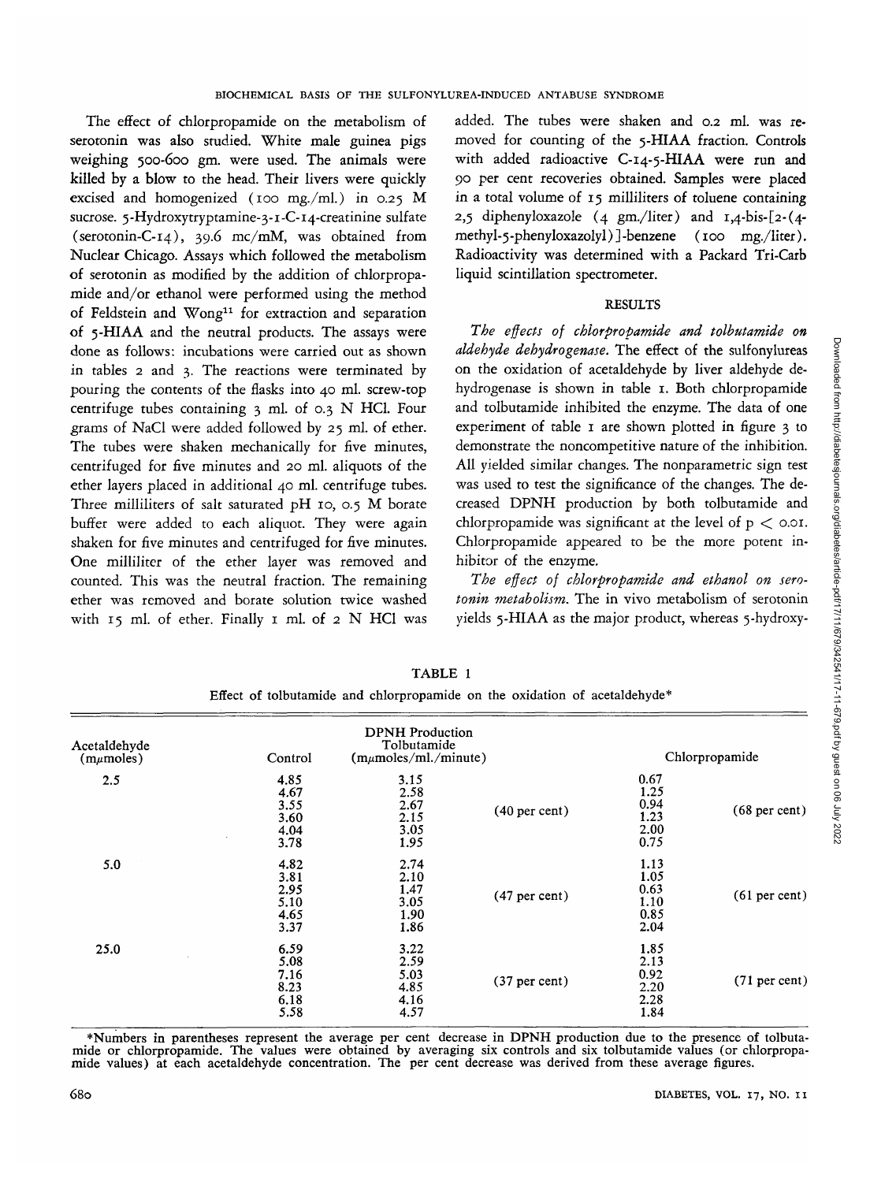The effect of chlorpropamide on the metabolism of serotonin was also studied. White male guinea pigs weighing 500-600 gm. were used. The animals were killed by a blow to the head. Their livers were quickly excised and homogenized (100 mg./ml.) in 0.25 M sucrose. 5-Hydroxytryptamine-3-1-C-14-creatinine sulfate (serotonin-C-14), 39.6 mc/mM, was obtained from Nuclear Chicago. Assays which followed the metabolism of serotonin as modified by the addition of chlorpropamide and/or ethanol were performed using the method of Feldstein and Wong[11] for extraction and separation of 5-HIAA and the neutral products. The assays were done as follows: incubations were carried out as shown in tables 2 and 3. The reactions were terminated by pouring the contents of the flasks into 40 ml. screw-top centrifuge tubes containing 3 ml. of 0.3 N HCl. Four grams of NaCl were added followed by 25 ml. of ether. The tubes were shaken mechanically for five minutes, centrifuged for five minutes and 20 ml. aliquots of the ether layers placed in additional 40 ml. centrifuge tubes. Three milliliters of salt saturated pH 10, 0.5 M borate buffer were added to each aliquot. They were again shaken for five minutes and centrifuged for five minutes. One milliliter of the ether layer was removed and counted. This was the neutral fraction. The remaining ether was removed and borate solution twice washed with 15 ml. of ether. Finally 1 ml. of 2 N HCl was added. The tubes were shaken and 0.2 ml. was removed for counting of the 5-HIAA fraction. Controls with added radioactive C-14-5-HIAA were run and 90 per cent recoveries obtained. Samples were placed in a total volume of 15 milliliters of toluene containing 2,5 diphenyloxazole (4 gm./liter) and 1,4-bis-[2-(4-methyl-5-phenyloxazolyl)]-benzene (100 mg./liter). Radioactivity was determined with a Packard Tri-Carb liquid scintillation spectrometer.

## RESULTS

*The effects of chlorpropamide and tolbutamide on aldehyde dehydrogenase.* The effect of the sulfonylureas on the oxidation of acetaldehyde by liver aldehyde dehydrogenase is shown in table 1. Both chlorpropamide and tolbutamide inhibited the enzyme. The data of one experiment of table 1 are shown plotted in figure 3 to demonstrate the noncompetitive nature of the inhibition. All yielded similar changes. The nonparametric sign test was used to test the significance of the changes. The decreased DPNH production by both tolbutamide and chlorpropamide was significant at the level of $p < 0.01$. Chlorpropamide appeared to be the more potent inhibitor of the enzyme.

*The effect of chlorpropamide and ethanol on serotonin metabolism.* The in vivo metabolism of serotonin yields 5-HIAA as the major product, whereas 5-hydroxy-

TABLE 1

Effect of tolbutamide and chlorpropamide on the oxidation of acetaldehyde*

| Acetaldehyde (mμmoles) | DPNH Production (mμmoles/ml./minute) Control | Tolbutamide | | Chlorpropamide | |
|---|---|---|---|---|---|
| 2.5 | 4.85 | 3.15 | (40 per cent) | 0.67 | (68 per cent) |
| | 4.67 | 2.58 | | 1.25 | |
| | 3.55 | 2.67 | | 0.94 | |
| | 3.60 | 2.15 | | 1.23 | |
| | 4.04 | 3.05 | | 2.00 | |
| | 3.78 | 1.95 | | 0.75 | |
| 5.0 | 4.82 | 2.74 | (47 per cent) | 1.13 | (61 per cent) |
| | 3.81 | 2.10 | | 1.05 | |
| | 2.95 | 1.47 | | 0.63 | |
| | 5.10 | 3.05 | | 1.10 | |
| | 4.65 | 1.90 | | 0.85 | |
| | 3.37 | 1.86 | | 2.04 | |
| 25.0 | 6.59 | 3.22 | (37 per cent) | 1.85 | (71 per cent) |
| | 5.08 | 2.59 | | 2.13 | |
| | 7.16 | 5.03 | | 0.92 | |
| | 8.23 | 4.85 | | 2.20 | |
| | 6.18 | 4.16 | | 2.28 | |
| | 5.58 | 4.57 | | 1.84 | |

*Numbers in parentheses represent the average per cent decrease in DPNH production due to the presence of tolbutamide or chlorpropamide. The values were obtained by averaging six controls and six tolbutamide values (or chlorpropamide values) at each acetaldehyde concentration. The per cent decrease was derived from these average figures.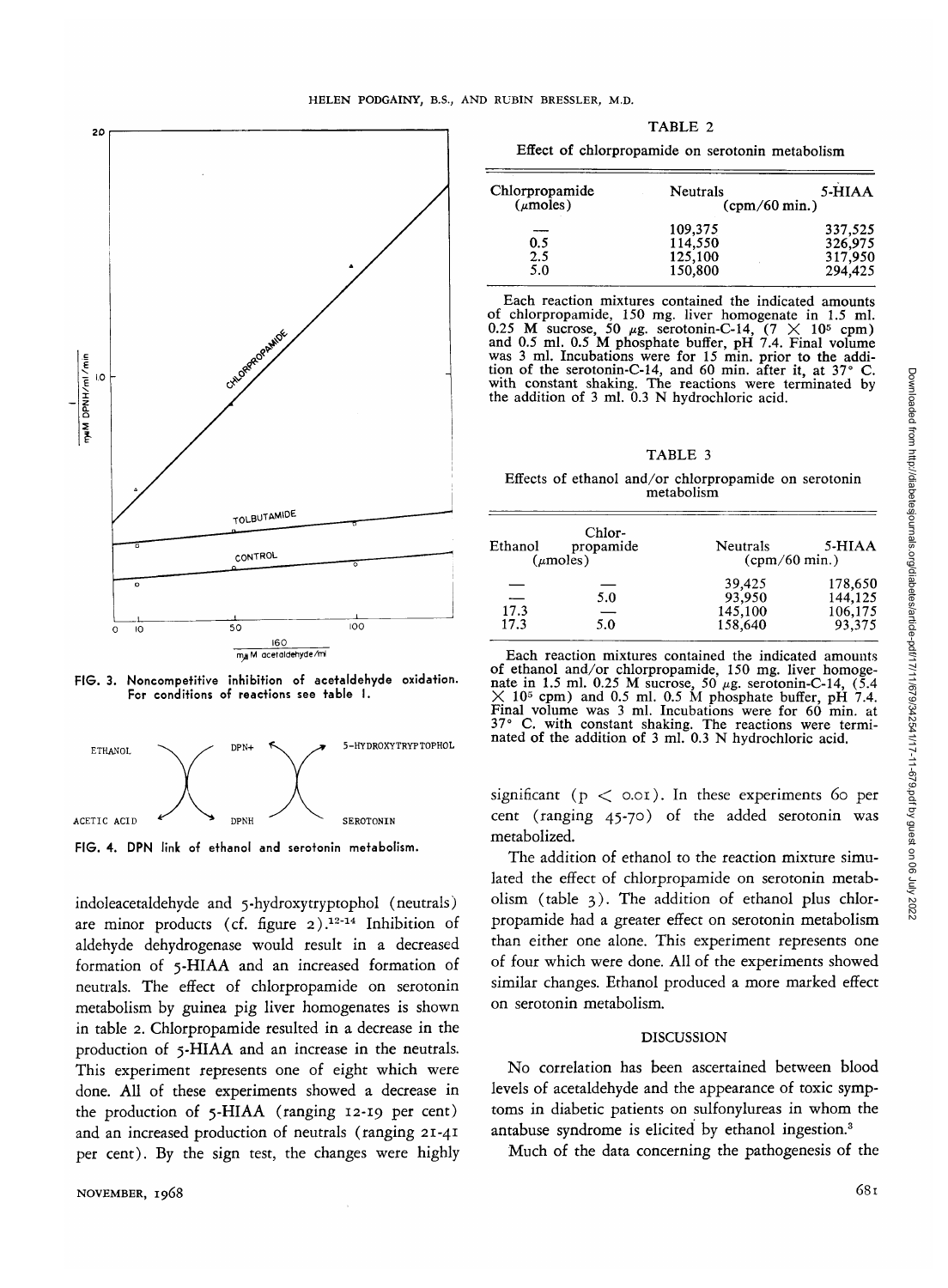FIG. 3. Noncompetitive inhibition of acetaldehyde oxidation. For conditions of reactions see table 1.

FIG. 4. DPN link of ethanol and serotonin metabolism.

indoleacetaldehyde and 5-hydroxytryptophol (neutrals) are minor products (cf. figure 2).[12-14] Inhibition of aldehyde dehydrogenase would result in a decreased formation of 5-HIAA and an increased formation of neutrals. The effect of chlorpropamide on serotonin metabolism by guinea pig liver homogenates is shown in table 2. Chlorpropamide resulted in a decrease in the production of 5-HIAA and an increase in the neutrals. This experiment represents one of eight which were done. All of these experiments showed a decrease in the production of 5-HIAA (ranging 12-19 per cent) and an increased production of neutrals (ranging 21-41 per cent). By the sign test, the changes were highly significant ($p < 0.01$). In these experiments 60 per cent (ranging 45-70) of the added serotonin was metabolized.

The addition of ethanol to the reaction mixture simulated the effect of chlorpropamide on serotonin metabolism (table 3). The addition of ethanol plus chlorpropamide had a greater effect on serotonin metabolism than either one alone. This experiment represents one of four which were done. All of the experiments showed similar changes. Ethanol produced a more marked effect on serotonin metabolism.

TABLE 2

Effect of chlorpropamide on serotonin metabolism

| Chlorpropamide ($\mu$moles) | Neutrals (cpm/60 min.) | 5-HIAA (cpm/60 min.) |
|---|---|---|
| — | 109,375 | 337,525 |
| 0.5 | 114,550 | 326,975 |
| 2.5 | 125,100 | 317,950 |
| 5.0 | 150,800 | 294,425 |

Each reaction mixtures contained the indicated amounts of chlorpropamide, 150 mg. liver homogenate in 1.5 ml. 0.25 M sucrose, 50 $\mu$g. serotonin-C-14, ($7 \times 10^5$ cpm) and 0.5 ml. 0.5 M phosphate buffer, pH 7.4. Final volume was 3 ml. Incubations were for 15 min. prior to the addition of the serotonin-C-14, and 60 min. after it, at 37° C. with constant shaking. The reactions were terminated by the addition of 3 ml. 0.3 N hydrochloric acid.

TABLE 3

Effects of ethanol and/or chlorpropamide on serotonin metabolism

| Ethanol ($\mu$moles) | Chlorpropamide ($\mu$moles) | Neutrals (cpm/60 min.) | 5-HIAA (cpm/60 min.) |
|---|---|---|---|
| — | — | 39,425 | 178,650 |
| — | 5.0 | 93,950 | 144,125 |
| 17.3 | — | 145,100 | 106,175 |
| 17.3 | 5.0 | 158,640 | 93,375 |

Each reaction mixtures contained the indicated amounts of ethanol and/or chlorpropamide, 150 mg. liver homogenate in 1.5 ml. 0.25 M sucrose, 50 $\mu$g. serotonin-C-14, ($5.4 \times 10^5$ cpm) and 0.5 ml. 0.5 M phosphate buffer, pH 7.4. Final volume was 3 ml. Incubations were for 60 min. at 37° C. with constant shaking. The reactions were terminated of the addition of 3 ml. 0.3 N hydrochloric acid.

## DISCUSSION

No correlation has been ascertained between blood levels of acetaldehyde and the appearance of toxic symptoms in diabetic patients on sulfonylureas in whom the antabuse syndrome is elicited by ethanol ingestion.[3]

Much of the data concerning the pathogenesis of the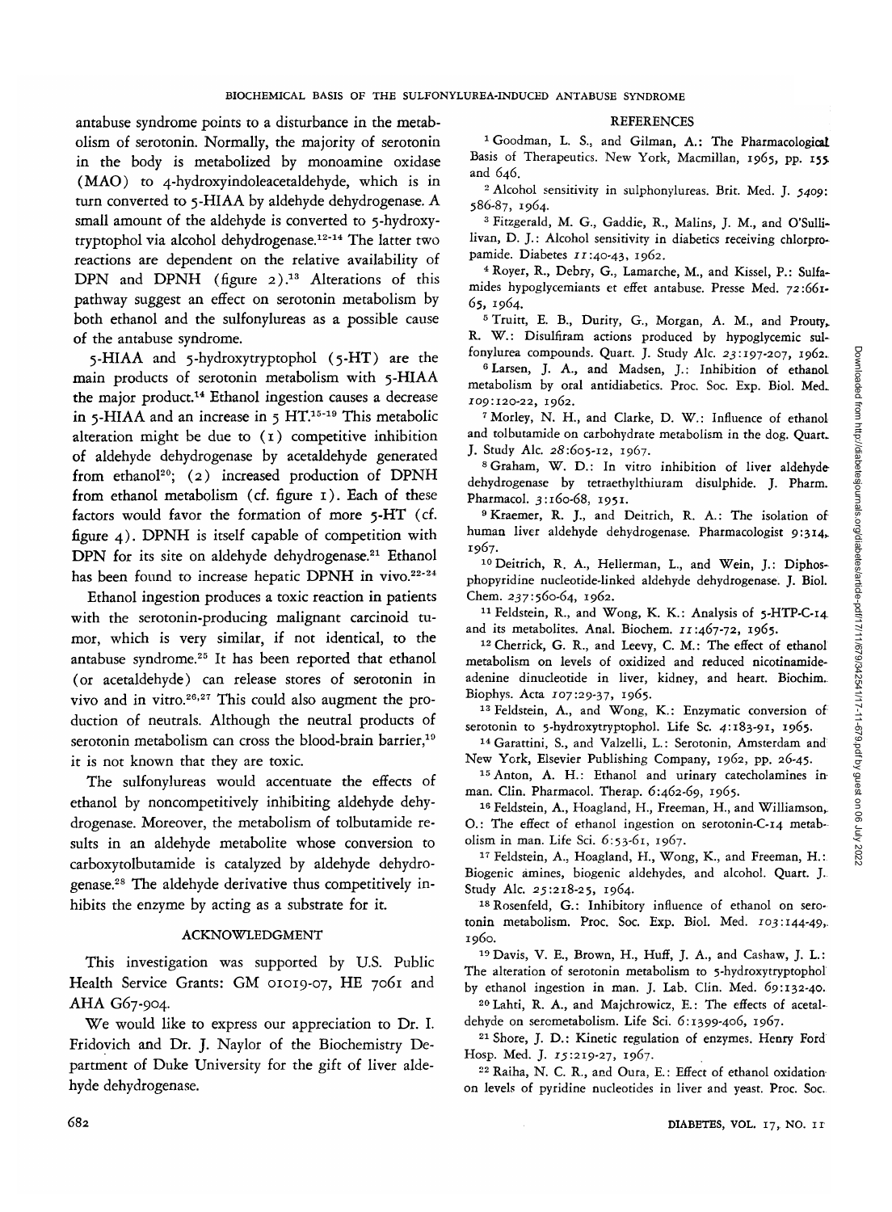antabuse syndrome points to a disturbance in the metabolism of serotonin. Normally, the majority of serotonin in the body is metabolized by monoamine oxidase (MAO) to 4-hydroxyindoleacetaldehyde, which is in turn converted to 5-HIAA by aldehyde dehydrogenase. A small amount of the aldehyde is converted to 5-hydroxytryptophol via alcohol dehydrogenase.[12-14] The latter two reactions are dependent on the relative availability of DPN and DPNH (figure 2).[13] Alterations of this pathway suggest an effect on serotonin metabolism by both ethanol and the sulfonylureas as a possible cause of the antabuse syndrome.

5-HIAA and 5-hydroxytryptophol (5-HT) are the main products of serotonin metabolism with 5-HIAA the major product.[14] Ethanol ingestion causes a decrease in 5-HIAA and an increase in 5 HT.[15-19] This metabolic alteration might be due to (1) competitive inhibition of aldehyde dehydrogenase by acetaldehyde generated from ethanol[20]; (2) increased production of DPNH from ethanol metabolism (cf. figure 1). Each of these factors would favor the formation of more 5-HT (cf. figure 4). DPNH is itself capable of competition with DPN for its site on aldehyde dehydrogenase.[21] Ethanol has been found to increase hepatic DPNH in vivo.[22-24]

Ethanol ingestion produces a toxic reaction in patients with the serotonin-producing malignant carcinoid tumor, which is very similar, if not identical, to the antabuse syndrome.[25] It has been reported that ethanol (or acetaldehyde) can release stores of serotonin in vivo and in vitro.[26,27] This could also augment the production of neutrals. Although the neutral products of serotonin metabolism can cross the blood-brain barrier,[19] it is not known that they are toxic.

The sulfonylureas would accentuate the effects of ethanol by noncompetitively inhibiting aldehyde dehydrogenase. Moreover, the metabolism of tolbutamide results in an aldehyde metabolite whose conversion to carboxytolbutamide is catalyzed by aldehyde dehydrogenase.[28] The aldehyde derivative thus competitively inhibits the enzyme by acting as a substrate for it.

## ACKNOWLEDGMENT

This investigation was supported by U.S. Public Health Service Grants: GM 01019-07, HE 7061 and AHA G67-904.

We would like to express our appreciation to Dr. I. Fridovich and Dr. J. Naylor of the Biochemistry Department of Duke University for the gift of liver aldehyde dehydrogenase.

## REFERENCES

1 Goodman, L. S., and Gilman, A.: The Pharmacological Basis of Therapeutics. New York, Macmillan, 1965, pp. 155 and 646.

2 Alcohol sensitivity in sulphonylureas. Brit. Med. J. 5409: 586-87, 1964.

3 Fitzgerald, M. G., Gaddie, R., Malins, J. M., and O'Sullilivan, D. J.: Alcohol sensitivity in diabetics receiving chlorpropamide. Diabetes 11:40-43, 1962.

4 Royer, R., Debry, G., Lamarche, M., and Kissel, P.: Sulfamides hypoglycemiants et effet antabuse. Presse Med. 72:661-65, 1964.

5 Truitt, E. B., Durity, G., Morgan, A. M., and Prouty, R. W.: Disulfiram actions produced by hypoglycemic sulfonylurea compounds. Quart. J. Study Alc. 23:197-207, 1962.

6 Larsen, J. A., and Madsen, J.: Inhibition of ethanol metabolism by oral antidiabetics. Proc. Soc. Exp. Biol. Med. 109:120-22, 1962.

7 Morley, N. H., and Clarke, D. W.: Influence of ethanol and tolbutamide on carbohydrate metabolism in the dog. Quart. J. Study Alc. 28:605-12, 1967.

8 Graham, W. D.: In vitro inhibition of liver aldehyde dehydrogenase by tetraethylthiuram disulphide. J. Pharm. Pharmacol. 3:160-68, 1951.

9 Kraemer, R. J., and Deitrich, R. A.: The isolation of human liver aldehyde dehydrogenase. Pharmacologist 9:314, 1967.

10 Deitrich, R. A., Hellerman, L., and Wein, J.: Diphosphopyridine nucleotide-linked aldehyde dehydrogenase. J. Biol. Chem. 237:560-64, 1962.

11 Feldstein, R., and Wong, K. K.: Analysis of 5-HTP-C-14 and its metabolites. Anal. Biochem. 11:467-72, 1965.

12 Cherrick, G. R., and Leevy, C. M.: The effect of ethanol metabolism on levels of oxidized and reduced nicotinamide-adenine dinucleotide in liver, kidney, and heart. Biochim. Biophys. Acta 107:29-37, 1965.

13 Feldstein, A., and Wong, K.: Enzymatic conversion of serotonin to 5-hydroxytryptophol. Life Sc. 4:183-91, 1965.

14 Garattini, S., and Valzelli, L.: Serotonin, Amsterdam and New York, Elsevier Publishing Company, 1962, pp. 26-45.

15 Anton, A. H.: Ethanol and urinary catecholamines in man. Clin. Pharmacol. Therap. 6:462-69, 1965.

16 Feldstein, A., Hoagland, H., Freeman, H., and Williamson, O.: The effect of ethanol ingestion on serotonin-C-14 metabolism in man. Life Sci. 6:53-61, 1967.

17 Feldstein, A., Hoagland, H., Wong, K., and Freeman, H.: Biogenic amines, biogenic aldehydes, and alcohol. Quart. J. Study Alc. 25:218-25, 1964.

18 Rosenfeld, G.: Inhibitory influence of ethanol on serotonin metabolism. Proc. Soc. Exp. Biol. Med. 103:144-49, 1960.

19 Davis, V. E., Brown, H., Huff, J. A., and Cashaw, J. L.: The alteration of serotonin metabolism to 5-hydroxytryptophol by ethanol ingestion in man. J. Lab. Clin. Med. 69:132-40.

20 Lahti, R. A., and Majchrowicz, E.: The effects of acetaldehyde on serometabolism. Life Sci. 6:1399-406, 1967.

21 Shore, J. D.: Kinetic regulation of enzymes. Henry Ford Hosp. Med. J. 15:219-27, 1967.

22 Raiha, N. C. R., and Oura, E.: Effect of ethanol oxidation on levels of pyridine nucleotides in liver and yeast. Proc. Soc.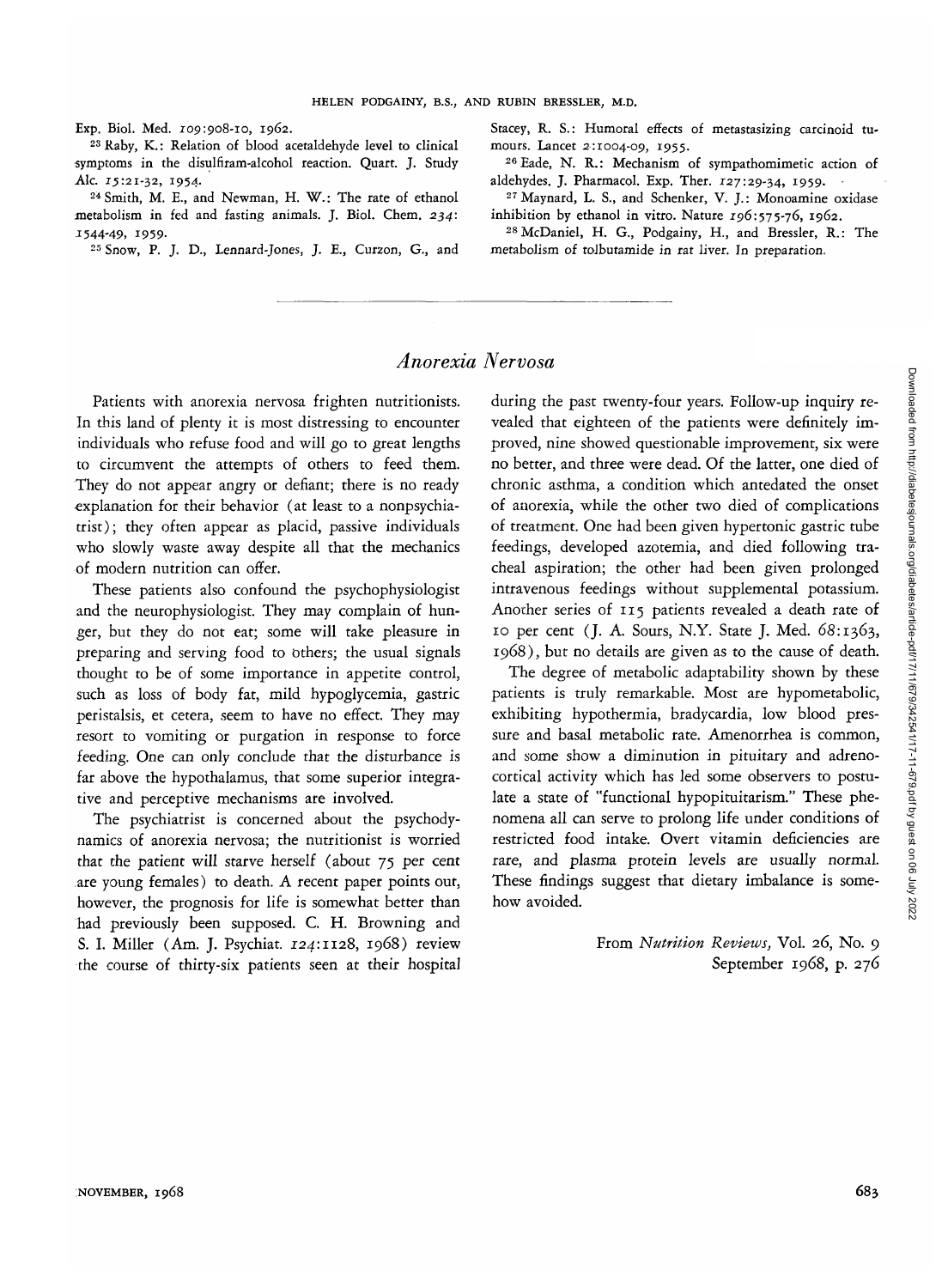Exp. Biol. Med. 109:908-10, 1962.

[23] Raby, K.: Relation of blood acetaldehyde level to clinical symptoms in the disulfiram-alcohol reaction. Quart. J. Study Alc. 15:21-32, 1954.

[24] Smith, M. E., and Newman, H. W.: The rate of ethanol metabolism in fed and fasting animals. J. Biol. Chem. 234:1544-49, 1959.

[25] Snow, P. J. D., Lennard-Jones, J. E., Curzon, G., and Stacey, R. S.: Humoral effects of metastasizing carcinoid tumours. Lancet 2:1004-09, 1955.

[26] Eade, N. R.: Mechanism of sympathomimetic action of aldehydes. J. Pharmacol. Exp. Ther. 127:29-34, 1959.

[27] Maynard, L. S., and Schenker, V. J.: Monoamine oxidase inhibition by ethanol in vitro. Nature 196:575-76, 1962.

[28] McDaniel, H. G., Podgainy, H., and Bressler, R.: The metabolism of tolbutamide in rat liver. In preparation.

# *Anorexia Nervosa*

Patients with anorexia nervosa frighten nutritionists. In this land of plenty it is most distressing to encounter individuals who refuse food and will go to great lengths to circumvent the attempts of others to feed them. They do not appear angry or defiant; there is no ready explanation for their behavior (at least to a nonpsychiatrist); they often appear as placid, passive individuals who slowly waste away despite all that the mechanics of modern nutrition can offer.

These patients also confound the psychophysiologist and the neurophysiologist. They may complain of hunger, but they do not eat; some will take pleasure in preparing and serving food to others; the usual signals thought to be of some importance in appetite control, such as loss of body fat, mild hypoglycemia, gastric peristalsis, et cetera, seem to have no effect. They may resort to vomiting or purgation in response to force feeding. One can only conclude that the disturbance is far above the hypothalamus, that some superior integrative and perceptive mechanisms are involved.

The psychiatrist is concerned about the psychodynamics of anorexia nervosa; the nutritionist is worried that the patient will starve herself (about 75 per cent are young females) to death. A recent paper points out, however, the prognosis for life is somewhat better than had previously been supposed. C. H. Browning and S. I. Miller (Am. J. Psychiat. 124:1128, 1968) review the course of thirty-six patients seen at their hospital during the past twenty-four years. Follow-up inquiry revealed that eighteen of the patients were definitely improved, nine showed questionable improvement, six were no better, and three were dead. Of the latter, one died of chronic asthma, a condition which antedated the onset of anorexia, while the other two died of complications of treatment. One had been given hypertonic gastric tube feedings, developed azotemia, and died following tracheal aspiration; the other had been given prolonged intravenous feedings without supplemental potassium. Another series of 115 patients revealed a death rate of 10 per cent (J. A. Sours, N.Y. State J. Med. 68:1363, 1968), but no details are given as to the cause of death.

The degree of metabolic adaptability shown by these patients is truly remarkable. Most are hypometabolic, exhibiting hypothermia, bradycardia, low blood pressure and basal metabolic rate. Amenorrhea is common, and some show a diminution in pituitary and adrenocortical activity which has led some observers to postulate a state of "functional hypopituitarism." These phenomena all can serve to prolong life under conditions of restricted food intake. Overt vitamin deficiencies are rare, and plasma protein levels are usually normal. These findings suggest that dietary imbalance is somehow avoided.

From *Nutrition Reviews,* Vol. 26, No. 9
September 1968, p. 276